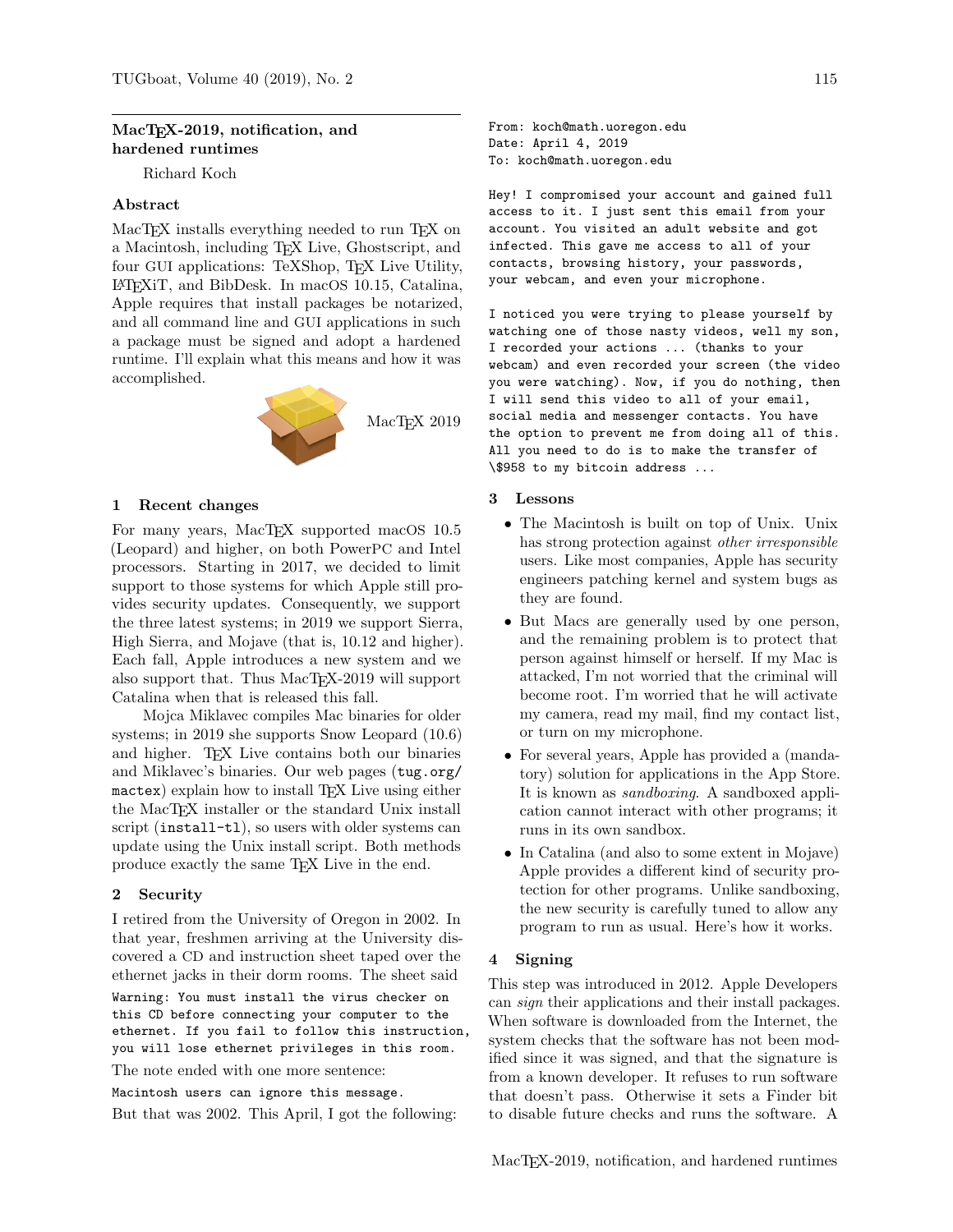# MacTEX-2019, notification, and hardened runtimes

Richard Koch

## Abstract

MacTEX installs everything needed to run TEX on a Macintosh, including TEX Live, Ghostscript, and four GUI applications: TeXShop, TEX Live Utility, LATEXiT, and BibDesk. In macOS 10.15, Catalina, Apple requires that install packages be notarized, and all command line and GUI applications in such a package must be signed and adopt a hardened runtime. I'll explain what this means and how it was accomplished.

MacTEX 2019

## 1 Recent changes

For many years, MacTEX supported macOS 10.5 (Leopard) and higher, on both PowerPC and Intel processors. Starting in 2017, we decided to limit support to those systems for which Apple still provides security updates. Consequently, we support the three latest systems; in 2019 we support Sierra, High Sierra, and Mojave (that is, 10.12 and higher). Each fall, Apple introduces a new system and we also support that. Thus MacTEX-2019 will support Catalina when that is released this fall.

Mojca Miklavec compiles Mac binaries for older systems; in 2019 she supports Snow Leopard (10.6) and higher. TEX Live contains both our binaries and Miklavec's binaries. Our web pages (`tug.org/mactex`) explain how to install TEX Live using either the MacTEX installer or the standard Unix install script (`install-tl`), so users with older systems can update using the Unix install script. Both methods produce exactly the same TEX Live in the end.

## 2 Security

I retired from the University of Oregon in 2002. In that year, freshmen arriving at the University discovered a CD and instruction sheet taped over the ethernet jacks in their dorm rooms. The sheet said

```
Warning: You must install the virus checker on
this CD before connecting your computer to the
ethernet. If you fail to follow this instruction,
you will lose ethernet privileges in this room.
```

The note ended with one more sentence:

```
Macintosh users can ignore this message.
```

But that was 2002. This April, I got the following:

```
From: koch@math.uoregon.edu
Date: April 4, 2019
To: koch@math.uoregon.edu

Hey! I compromised your account and gained full
access to it. I just sent this email from your
account. You visited an adult website and got
infected. This gave me access to all of your
contacts, browsing history, your passwords,
your webcam, and even your microphone.

I noticed you were trying to please yourself by
watching one of those nasty videos, well my son,
I recorded your actions ... (thanks to your
webcam) and even recorded your screen (the video
you were watching). Now, if you do nothing, then
I will send this video to all of your email,
social media and messenger contacts. You have
the option to prevent me from doing all of this.
All you need to do is to make the transfer of
\$958 to my bitcoin address ...
```

## 3 Lessons

- The Macintosh is built on top of Unix. Unix has strong protection against *other irresponsible* users. Like most companies, Apple has security engineers patching kernel and system bugs as they are found.
- But Macs are generally used by one person, and the remaining problem is to protect that person against himself or herself. If my Mac is attacked, I'm not worried that the criminal will become root. I'm worried that he will activate my camera, read my mail, find my contact list, or turn on my microphone.
- For several years, Apple has provided a (mandatory) solution for applications in the App Store. It is known as *sandboxing*. A sandboxed application cannot interact with other programs; it runs in its own sandbox.
- In Catalina (and also to some extent in Mojave) Apple provides a different kind of security protection for other programs. Unlike sandboxing, the new security is carefully tuned to allow any program to run as usual. Here's how it works.

## 4 Signing

This step was introduced in 2012. Apple Developers can *sign* their applications and their install packages. When software is downloaded from the Internet, the system checks that the software has not been modified since it was signed, and that the signature is from a known developer. It refuses to run software that doesn't pass. Otherwise it sets a Finder bit to disable future checks and runs the software. A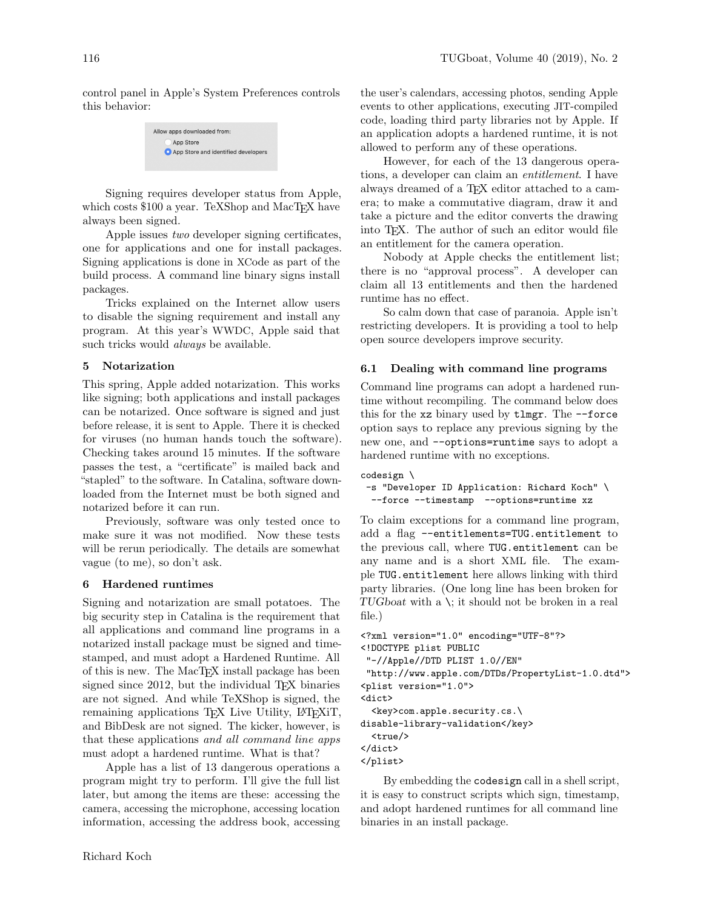control panel in Apple's System Preferences controls this behavior:

Allow apps downloaded from:
- App Store
- App Store and identified developers

Signing requires developer status from Apple, which costs $100 a year. TeXShop and MacTeX have always been signed.

Apple issues *two* developer signing certificates, one for applications and one for install packages. Signing applications is done in XCode as part of the build process. A command line binary signs install packages.

Tricks explained on the Internet allow users to disable the signing requirement and install any program. At this year's WWDC, Apple said that such tricks would *always* be available.

## 5 Notarization

This spring, Apple added notarization. This works like signing; both applications and install packages can be notarized. Once software is signed and just before release, it is sent to Apple. There it is checked for viruses (no human hands touch the software). Checking takes around 15 minutes. If the software passes the test, a "certificate" is mailed back and "stapled" to the software. In Catalina, software downloaded from the Internet must be both signed and notarized before it can run.

Previously, software was only tested once to make sure it was not modified. Now these tests will be rerun periodically. The details are somewhat vague (to me), so don't ask.

## 6 Hardened runtimes

Signing and notarization are small potatoes. The big security step in Catalina is the requirement that all applications and command line programs in a notarized install package must be signed and timestamped, and must adopt a Hardened Runtime. All of this is new. The MacTeX install package has been signed since 2012, but the individual TeX binaries are not signed. And while TeXShop is signed, the remaining applications TeX Live Utility, LaTeXiT, and BibDesk are not signed. The kicker, however, is that these applications *and all command line apps* must adopt a hardened runtime. What is that?

Apple has a list of 13 dangerous operations a program might try to perform. I'll give the full list later, but among the items are these: accessing the camera, accessing the microphone, accessing location information, accessing the address book, accessing the user's calendars, accessing photos, sending Apple events to other applications, executing JIT-compiled code, loading third party libraries not by Apple. If an application adopts a hardened runtime, it is not allowed to perform any of these operations.

However, for each of the 13 dangerous operations, a developer can claim an *entitlement*. I have always dreamed of a TeX editor attached to a camera; to make a commutative diagram, draw it and take a picture and the editor converts the drawing into TeX. The author of such an editor would file an entitlement for the camera operation.

Nobody at Apple checks the entitlement list; there is no "approval process". A developer can claim all 13 entitlements and then the hardened runtime has no effect.

So calm down that case of paranoia. Apple isn't restricting developers. It is providing a tool to help open source developers improve security.

### 6.1 Dealing with command line programs

Command line programs can adopt a hardened runtime without recompiling. The command below does this for the `xz` binary used by `tlmgr`. The `--force` option says to replace any previous signing by the new one, and `--options=runtime` says to adopt a hardened runtime with no exceptions.

```
codesign \
 -s "Developer ID Application: Richard Koch" \
  --force --timestamp  --options=runtime xz
```

To claim exceptions for a command line program, add a flag `--entitlements=TUG.entitlement` to the previous call, where `TUG.entitlement` can be any name and is a short XML file. The example `TUG.entitlement` here allows linking with third party libraries. (One long line has been broken for *TUGboat* with a `\`; it should not be broken in a real file.)

```
<?xml version="1.0" encoding="UTF-8"?>
<!DOCTYPE plist PUBLIC
 "-//Apple//DTD PLIST 1.0//EN"
 "http://www.apple.com/DTDs/PropertyList-1.0.dtd">
<plist version="1.0">
<dict>
  <key>com.apple.security.cs.\
disable-library-validation</key>
  <true/>
</dict>
</plist>
```

By embedding the `codesign` call in a shell script, it is easy to construct scripts which sign, timestamp, and adopt hardened runtimes for all command line binaries in an install package.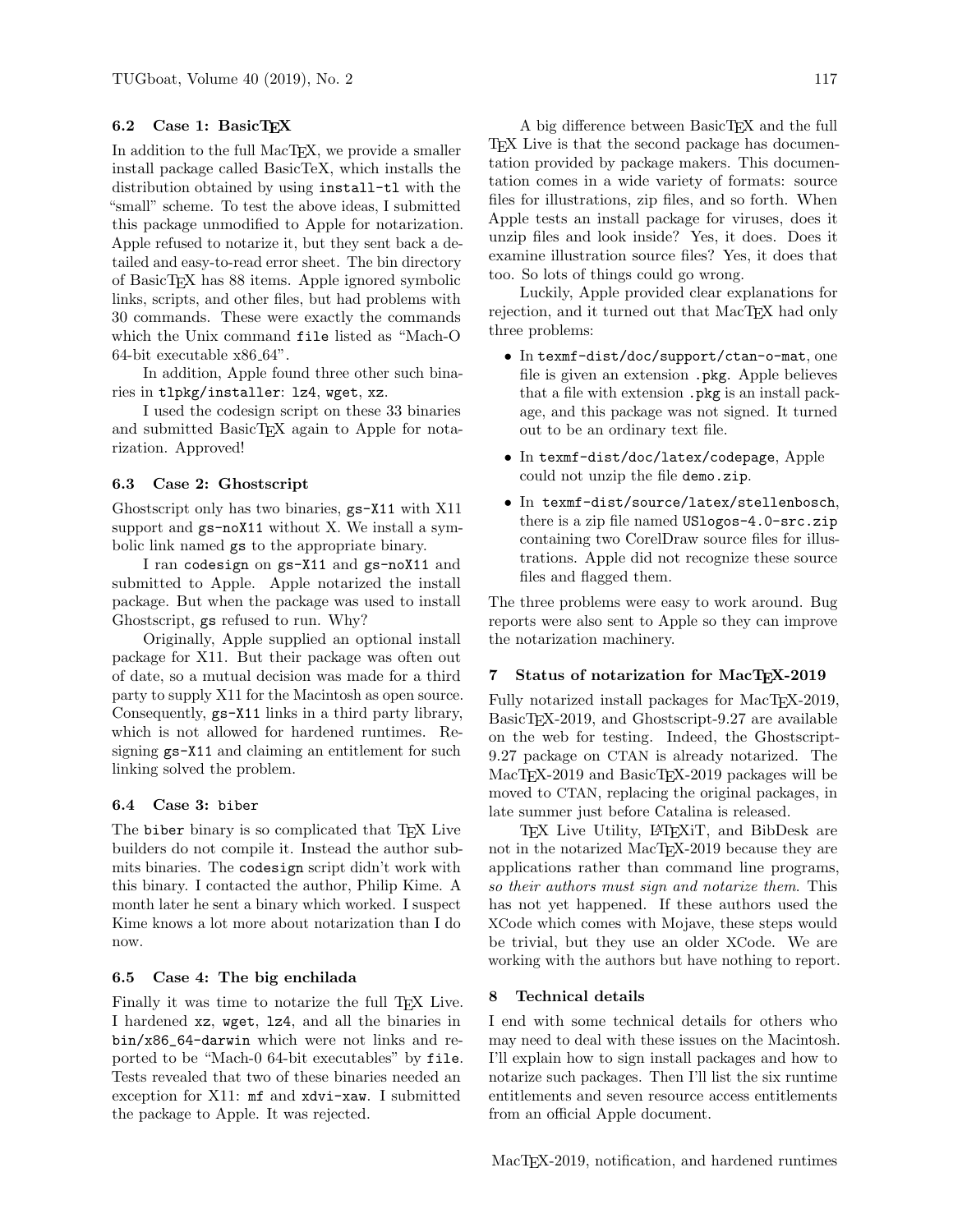### 6.2 Case 1: BasicTeX

In addition to the full MacTeX, we provide a smaller install package called BasicTeX, which installs the distribution obtained by using `install-tl` with the "small" scheme. To test the above ideas, I submitted this package unmodified to Apple for notarization. Apple refused to notarize it, but they sent back a detailed and easy-to-read error sheet. The bin directory of BasicTeX has 88 items. Apple ignored symbolic links, scripts, and other files, but had problems with 30 commands. These were exactly the commands which the Unix command `file` listed as "Mach-O 64-bit executable x86_64".

In addition, Apple found three other such binaries in `tlpkg/installer`: `lz4`, `wget`, `xz`.

I used the codesign script on these 33 binaries and submitted BasicTeX again to Apple for notarization. Approved!

### 6.3 Case 2: Ghostscript

Ghostscript only has two binaries, `gs-X11` with X11 support and `gs-noX11` without X. We install a symbolic link named `gs` to the appropriate binary.

I ran `codesign` on `gs-X11` and `gs-noX11` and submitted to Apple. Apple notarized the install package. But when the package was used to install Ghostscript, `gs` refused to run. Why?

Originally, Apple supplied an optional install package for X11. But their package was often out of date, so a mutual decision was made for a third party to supply X11 for the Macintosh as open source. Consequently, `gs-X11` links in a third party library, which is not allowed for hardened runtimes. Resigning `gs-X11` and claiming an entitlement for such linking solved the problem.

### 6.4 Case 3: biber

The `biber` binary is so complicated that TeX Live builders do not compile it. Instead the author submits binaries. The `codesign` script didn't work with this binary. I contacted the author, Philip Kime. A month later he sent a binary which worked. I suspect Kime knows a lot more about notarization than I do now.

### 6.5 Case 4: The big enchilada

Finally it was time to notarize the full TeX Live. I hardened `xz`, `wget`, `lz4`, and all the binaries in `bin/x86_64-darwin` which were not links and reported to be "Mach-0 64-bit executables" by `file`. Tests revealed that two of these binaries needed an exception for X11: `mf` and `xdvi-xaw`. I submitted the package to Apple. It was rejected.

A big difference between BasicTeX and the full TeX Live is that the second package has documentation provided by package makers. This documentation comes in a wide variety of formats: source files for illustrations, zip files, and so forth. When Apple tests an install package for viruses, does it unzip files and look inside? Yes, it does. Does it examine illustration source files? Yes, it does that too. So lots of things could go wrong.

Luckily, Apple provided clear explanations for rejection, and it turned out that MacTeX had only three problems:

- In `texmf-dist/doc/support/ctan-o-mat`, one file is given an extension `.pkg`. Apple believes that a file with extension `.pkg` is an install package, and this package was not signed. It turned out to be an ordinary text file.
- In `texmf-dist/doc/latex/codepage`, Apple could not unzip the file `demo.zip`.
- In `texmf-dist/source/latex/stellenbosch`, there is a zip file named `USlogos-4.0-src.zip` containing two CorelDraw source files for illustrations. Apple did not recognize these source files and flagged them.

The three problems were easy to work around. Bug reports were also sent to Apple so they can improve the notarization machinery.

## 7 Status of notarization for MacTeX-2019

Fully notarized install packages for MacTeX-2019, BasicTeX-2019, and Ghostscript-9.27 are available on the web for testing. Indeed, the Ghostscript-9.27 package on CTAN is already notarized. The MacTeX-2019 and BasicTeX-2019 packages will be moved to CTAN, replacing the original packages, in late summer just before Catalina is released.

TeX Live Utility, LaTeXiT, and BibDesk are not in the notarized MacTeX-2019 because they are applications rather than command line programs, *so their authors must sign and notarize them*. This has not yet happened. If these authors used the XCode which comes with Mojave, these steps would be trivial, but they use an older XCode. We are working with the authors but have nothing to report.

## 8 Technical details

I end with some technical details for others who may need to deal with these issues on the Macintosh. I'll explain how to sign install packages and how to notarize such packages. Then I'll list the six runtime entitlements and seven resource access entitlements from an official Apple document.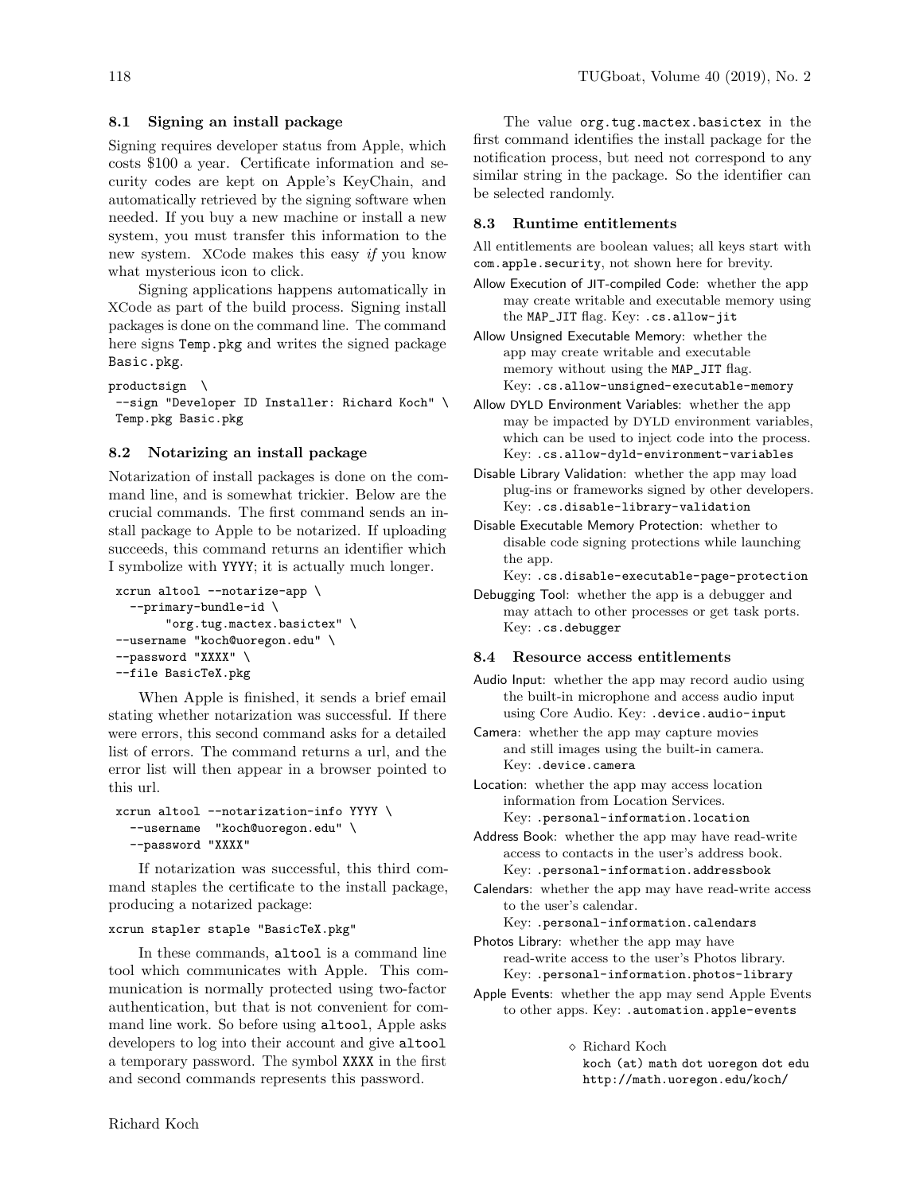### 8.1 Signing an install package

Signing requires developer status from Apple, which costs $100 a year. Certificate information and security codes are kept on Apple's KeyChain, and automatically retrieved by the signing software when needed. If you buy a new machine or install a new system, you must transfer this information to the new system. XCode makes this easy *if* you know what mysterious icon to click.

Signing applications happens automatically in XCode as part of the build process. Signing install packages is done on the command line. The command here signs `Temp.pkg` and writes the signed package `Basic.pkg`.

```
productsign  \
 --sign "Developer ID Installer: Richard Koch" \
 Temp.pkg Basic.pkg
```

### 8.2 Notarizing an install package

Notarization of install packages is done on the command line, and is somewhat trickier. Below are the crucial commands. The first command sends an install package to Apple to be notarized. If uploading succeeds, this command returns an identifier which I symbolize with `YYYY`; it is actually much longer.

```
xcrun altool --notarize-app \
  --primary-bundle-id \
       "org.tug.mactex.basictex" \
 --username "koch@uoregon.edu" \
 --password "XXXX" \
 --file BasicTeX.pkg
```

When Apple is finished, it sends a brief email stating whether notarization was successful. If there were errors, this second command asks for a detailed list of errors. The command returns a url, and the error list will then appear in a browser pointed to this url.

```
xcrun altool --notarization-info YYYY \
  --username  "koch@uoregon.edu" \
  --password "XXXX"
```

If notarization was successful, this third command staples the certificate to the install package, producing a notarized package:

```
xcrun stapler staple "BasicTeX.pkg"
```

In these commands, `altool` is a command line tool which communicates with Apple. This communication is normally protected using two-factor authentication, but that is not convenient for command line work. So before using `altool`, Apple asks developers to log into their account and give `altool` a temporary password. The symbol `XXXX` in the first and second commands represents this password.

The value `org.tug.mactex.basictex` in the first command identifies the install package for the notification process, but need not correspond to any similar string in the package. So the identifier can be selected randomly.

### 8.3 Runtime entitlements

All entitlements are boolean values; all keys start with `com.apple.security`, not shown here for brevity.

- Allow Execution of JIT-compiled Code: whether the app may create writable and executable memory using the `MAP_JIT` flag. Key: `.cs.allow-jit`
- Allow Unsigned Executable Memory: whether the app may create writable and executable memory without using the `MAP_JIT` flag. Key: `.cs.allow-unsigned-executable-memory`
- Allow DYLD Environment Variables: whether the app may be impacted by DYLD environment variables, which can be used to inject code into the process. Key: `.cs.allow-dyld-environment-variables`
- Disable Library Validation: whether the app may load plug-ins or frameworks signed by other developers. Key: `.cs.disable-library-validation`
- Disable Executable Memory Protection: whether to disable code signing protections while launching the app. Key: `.cs.disable-executable-page-protection`
- Debugging Tool: whether the app is a debugger and may attach to other processes or get task ports. Key: `.cs.debugger`

### 8.4 Resource access entitlements

- Audio Input: whether the app may record audio using the built-in microphone and access audio input using Core Audio. Key: `.device.audio-input`
- Camera: whether the app may capture movies and still images using the built-in camera. Key: `.device.camera`
- Location: whether the app may access location information from Location Services. Key: `.personal-information.location`
- Address Book: whether the app may have read-write access to contacts in the user's address book. Key: `.personal-information.addressbook`
- Calendars: whether the app may have read-write access to the user's calendar. Key: `.personal-information.calendars`
- Photos Library: whether the app may have read-write access to the user's Photos library. Key: `.personal-information.photos-library`
- Apple Events: whether the app may send Apple Events to other apps. Key: `.automation.apple-events`

◇ Richard Koch
koch (at) math dot uoregon dot edu
http://math.uoregon.edu/koch/